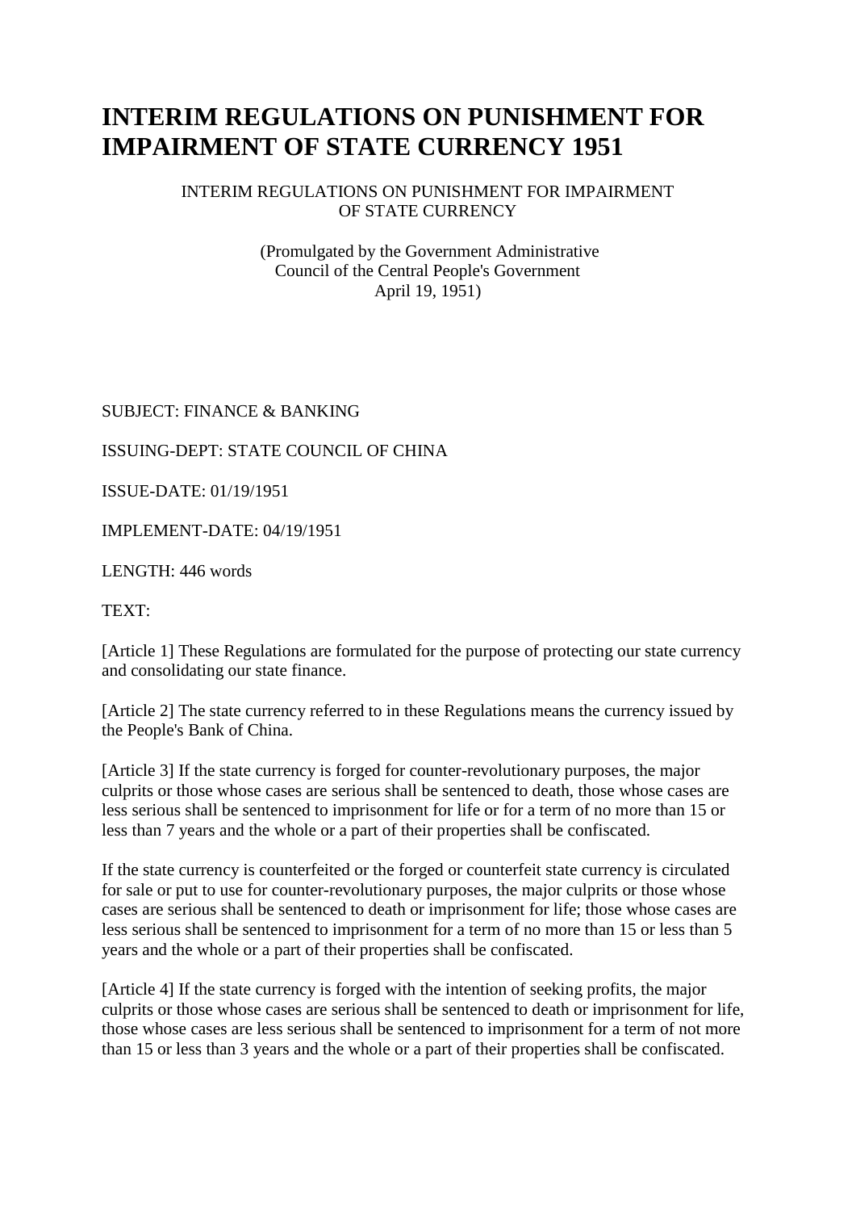# INTERIM REGULATIONS ON PUNISHMENT FOR IMPAIRMENT OF STATE CURRENCY 1951

INTERIM REGULATIONS ON PUNISHMENT FOR IMPAIRMENT OF STATE CURRENCY

(Promulgated by the Government Administrative Council of the Central People's Government April 19, 1951)

SUBJECT: FINANCE & BANKING

ISSUING-DEPT: STATE COUNCIL OF CHINA

ISSUE-DATE: 01/19/1951

IMPLEMENT-DATE: 04/19/1951

LENGTH: 446 words

TEXT:

[Article 1] These Regulations are formulated for the purpose of protecting our state currency and consolidating our state finance.

[Article 2] The state currency referred to in these Regulations means the currency issued by the People's Bank of China.

[Article 3] If the state currency is forged for counter-revolutionary purposes, the major culprits or those whose cases are serious shall be sentenced to death, those whose cases are less serious shall be sentenced to imprisonment for life or for a term of no more than 15 or less than 7 years and the whole or a part of their properties shall be confiscated.

If the state currency is counterfeited or the forged or counterfeit state currency is circulated for sale or put to use for counter-revolutionary purposes, the major culprits or those whose cases are serious shall be sentenced to death or imprisonment for life; those whose cases are less serious shall be sentenced to imprisonment for a term of no more than 15 or less than 5 years and the whole or a part of their properties shall be confiscated.

[Article 4] If the state currency is forged with the intention of seeking profits, the major culprits or those whose cases are serious shall be sentenced to death or imprisonment for life, those whose cases are less serious shall be sentenced to imprisonment for a term of not more than 15 or less than 3 years and the whole or a part of their properties shall be confiscated.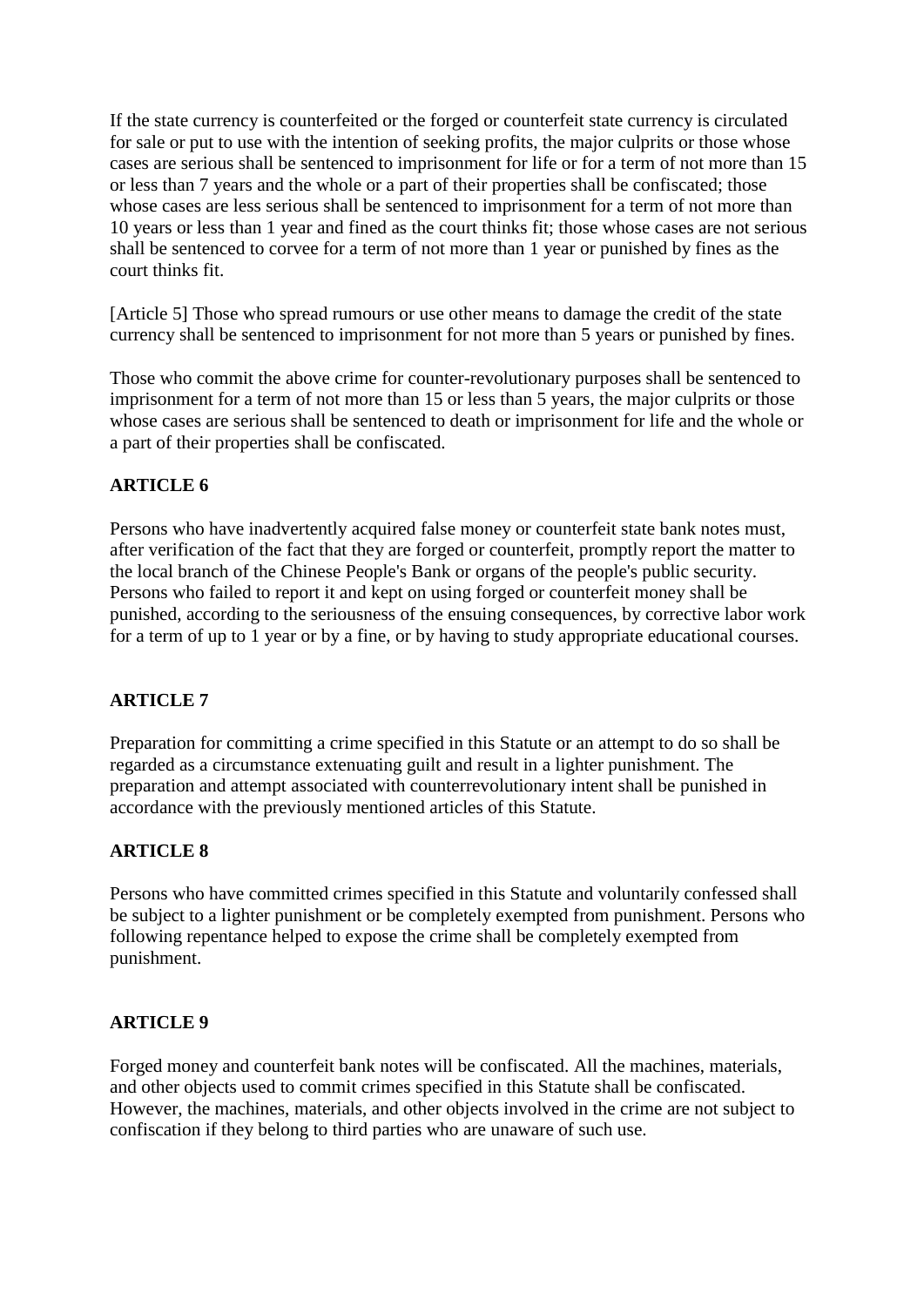If the state currency is counterfeited or the forged or counterfeit state currency is circulated for sale or put to use with the intention of seeking profits, the major culprits or those whose cases are serious shall be sentenced to imprisonment for life or for a term of not more than 15 or less than 7 years and the whole or a part of their properties shall be confiscated; those whose cases are less serious shall be sentenced to imprisonment for a term of not more than 10 years or less than 1 year and fined as the court thinks fit; those whose cases are not serious shall be sentenced to corvee for a term of not more than 1 year or punished by fines as the court thinks fit.

[Article 5] Those who spread rumours or use other means to damage the credit of the state currency shall be sentenced to imprisonment for not more than 5 years or punished by fines.

Those who commit the above crime for counter-revolutionary purposes shall be sentenced to imprisonment for a term of not more than 15 or less than 5 years, the major culprits or those whose cases are serious shall be sentenced to death or imprisonment for life and the whole or a part of their properties shall be confiscated.

**ARTICLE 6**

Persons who have inadvertently acquired false money or counterfeit state bank notes must, after verification of the fact that they are forged or counterfeit, promptly report the matter to the local branch of the Chinese People's Bank or organs of the people's public security. Persons who failed to report it and kept on using forged or counterfeit money shall be punished, according to the seriousness of the ensuing consequences, by corrective labor work for a term of up to 1 year or by a fine, or by having to study appropriate educational courses.

**ARTICLE 7**

Preparation for committing a crime specified in this Statute or an attempt to do so shall be regarded as a circumstance extenuating guilt and result in a lighter punishment. The preparation and attempt associated with counterrevolutionary intent shall be punished in accordance with the previously mentioned articles of this Statute.

**ARTICLE 8**

Persons who have committed crimes specified in this Statute and voluntarily confessed shall be subject to a lighter punishment or be completely exempted from punishment. Persons who following repentance helped to expose the crime shall be completely exempted from punishment.

**ARTICLE 9**

Forged money and counterfeit bank notes will be confiscated. All the machines, materials, and other objects used to commit crimes specified in this Statute shall be confiscated. However, the machines, materials, and other objects involved in the crime are not subject to confiscation if they belong to third parties who are unaware of such use.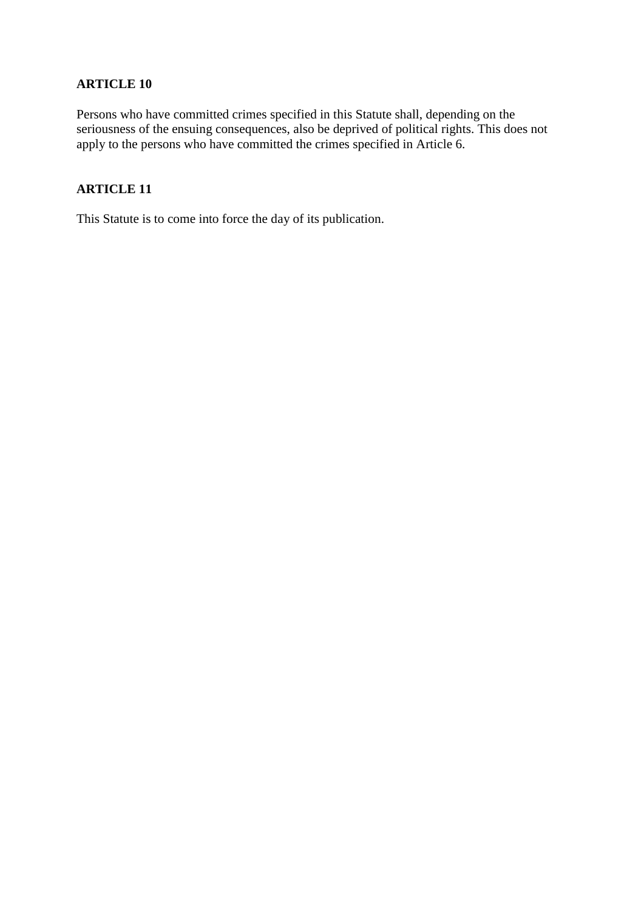**ARTICLE 10**

Persons who have committed crimes specified in this Statute shall, depending on the seriousness of the ensuing consequences, also be deprived of political rights. This does not apply to the persons who have committed the crimes specified in Article 6.

**ARTICLE 11**

This Statute is to come into force the day of its publication.